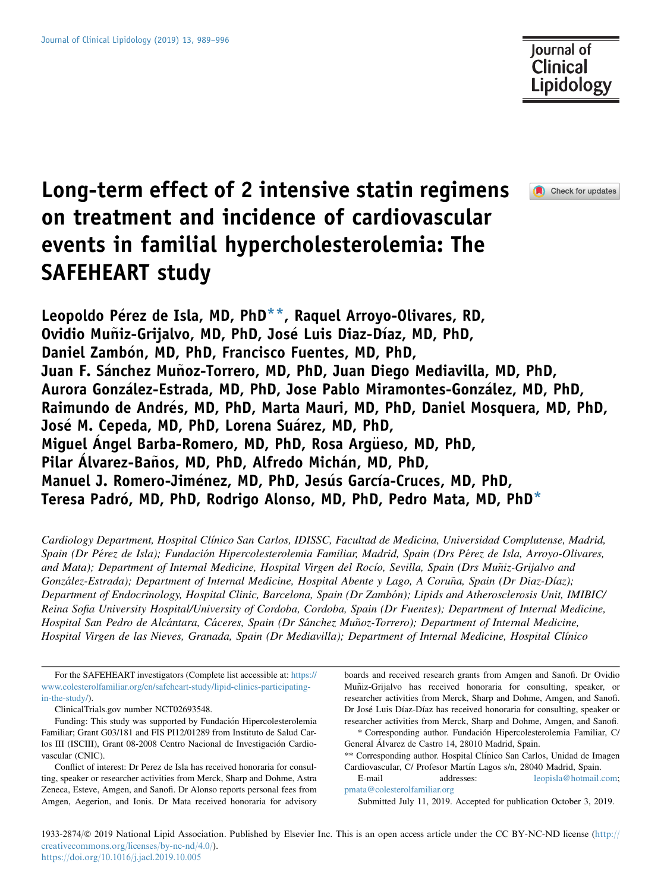# Long-term effect of 2 intensive statin regimens on treatment and incidence of cardiovascular events in familial hypercholesterolemia: The SAFEHEART study

**Leopoldo Pérez de Isla, MD, PhD\*\*, Raquel Arroyo-Olivares, RD, Ovidio Muñiz-Grijalvo, MD, PhD, José Luis Diaz-Díaz, MD, PhD, Daniel Zambón, MD, PhD, Francisco Fuentes, MD, PhD, Juan F. Sánchez Muñoz-Torrero, MD, PhD, Juan Diego Mediavilla, MD, PhD, Aurora González-Estrada, MD, PhD, Jose Pablo Miramontes-González, MD, PhD, Raimundo de Andrés, MD, PhD, Marta Mauri, MD, PhD, Daniel Mosquera, MD, PhD, José M. Cepeda, MD, PhD, Lorena Suárez, MD, PhD, Miguel Ángel Barba-Romero, MD, PhD, Rosa Argüeso, MD, PhD, Pilar Álvarez-Baños, MD, PhD, Alfredo Michán, MD, PhD, Manuel J. Romero-Jiménez, MD, PhD, Jesús García-Cruces, MD, PhD, Teresa Padró, MD, PhD, Rodrigo Alonso, MD, PhD, Pedro Mata, MD, PhD\***

*Cardiology Department, Hospital Clínico San Carlos, IDISSC, Facultad de Medicina, Universidad Complutense, Madrid, Spain (Dr Pérez de Isla); Fundación Hipercolesterolemia Familiar, Madrid, Spain (Drs Pérez de Isla, Arroyo-Olivares, and Mata); Department of Internal Medicine, Hospital Virgen del Rocío, Sevilla, Spain (Drs Muñiz-Grijalvo and González-Estrada); Department of Internal Medicine, Hospital Abente y Lago, A Coruña, Spain (Dr Diaz-Díaz); Department of Endocrinology, Hospital Clinic, Barcelona, Spain (Dr Zambón); Lipids and Atherosclerosis Unit, IMIBIC/Reina Sofia University Hospital/University of Cordoba, Cordoba, Spain (Dr Fuentes); Department of Internal Medicine, Hospital San Pedro de Alcántara, Cáceres, Spain (Dr Sánchez Muñoz-Torrero); Department of Internal Medicine, Hospital Virgen de las Nieves, Granada, Spain (Dr Mediavilla); Department of Internal Medicine, Hospital Clínico*

---

For the SAFEHEART investigators (Complete list accessible at: https://www.colesterolfamiliar.org/en/safeheart-study/lipid-clinics-participating-in-the-study/).

ClinicalTrials.gov number NCT02693548.

Funding: This study was supported by Fundación Hipercolesterolemia Familiar; Grant G03/181 and FIS PI12/01289 from Instituto de Salud Carlos III (ISCIII), Grant 08-2008 Centro Nacional de Investigación Cardiovascular (CNIC).

Conflict of interest: Dr Perez de Isla has received honoraria for consulting, speaker or researcher activities from Merck, Sharp and Dohme, Astra Zeneca, Esteve, Amgen, and Sanofi. Dr Alonso reports personal fees from Amgen, Aegerion, and Ionis. Dr Mata received honoraria for advisory boards and received research grants from Amgen and Sanofi. Dr Ovidio Muñiz-Grijalvo has received honoraria for consulting, speaker, or researcher activities from Merck, Sharp and Dohme, Amgen, and Sanofi. Dr José Luis Díaz-Díaz has received honoraria for consulting, speaker or researcher activities from Merck, Sharp and Dohme, Amgen, and Sanofi.

\* Corresponding author. Fundación Hipercolesterolemia Familiar, C/ General Álvarez de Castro 14, 28010 Madrid, Spain.

\*\* Corresponding author. Hospital Clínico San Carlos, Unidad de Imagen Cardiovascular, C/ Profesor Martín Lagos s/n, 28040 Madrid, Spain.

E-mail addresses: leopisla@hotmail.com; pmata@colesterolfamiliar.org

Submitted July 11, 2019. Accepted for publication October 3, 2019.

1933-2874/© 2019 National Lipid Association. Published by Elsevier Inc. This is an open access article under the CC BY-NC-ND license (http://creativecommons.org/licenses/by-nc-nd/4.0/).
https://doi.org/10.1016/j.jacl.2019.10.005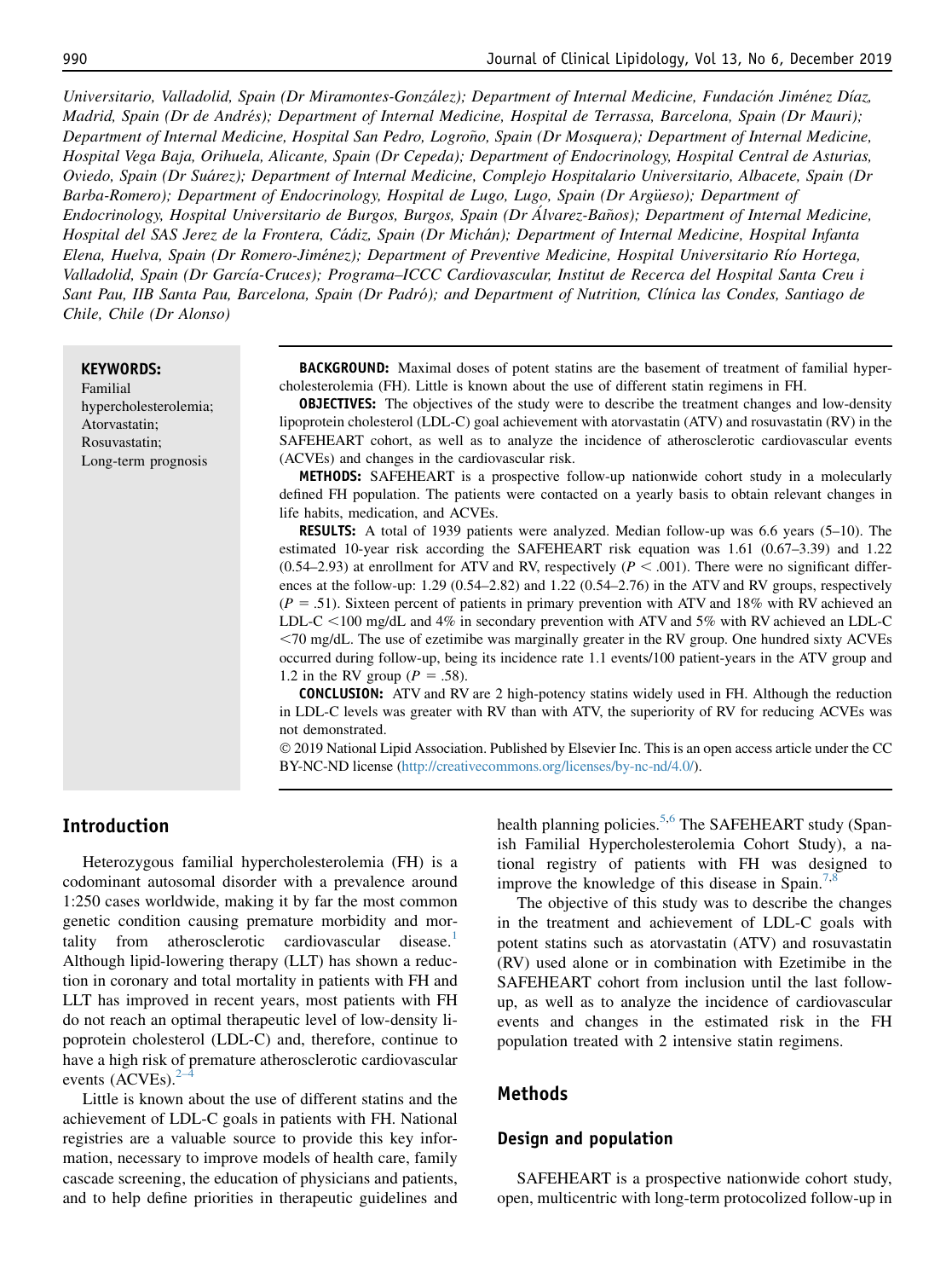Universitario, Valladolid, Spain (Dr Miramontes-González); Department of Internal Medicine, Fundación Jiménez Díaz, Madrid, Spain (Dr de Andrés); Department of Internal Medicine, Hospital de Terrassa, Barcelona, Spain (Dr Mauri); Department of Internal Medicine, Hospital San Pedro, Logroño, Spain (Dr Mosquera); Department of Internal Medicine, Hospital Vega Baja, Orihuela, Alicante, Spain (Dr Cepeda); Department of Endocrinology, Hospital Central de Asturias, Oviedo, Spain (Dr Suárez); Department of Internal Medicine, Complejo Hospitalario Universitario, Albacete, Spain (Dr Barba-Romero); Department of Endocrinology, Hospital de Lugo, Lugo, Spain (Dr Argüeso); Department of Endocrinology, Hospital Universitario de Burgos, Burgos, Spain (Dr Álvarez-Baños); Department of Internal Medicine, Hospital del SAS Jerez de la Frontera, Cádiz, Spain (Dr Michán); Department of Internal Medicine, Hospital Infanta Elena, Huelva, Spain (Dr Romero-Jiménez); Department of Preventive Medicine, Hospital Universitario Río Hortega, Valladolid, Spain (Dr García-Cruces); Programa–ICCC Cardiovascular, Institut de Recerca del Hospital Santa Creu i Sant Pau, IIB Santa Pau, Barcelona, Spain (Dr Padró); and Department of Nutrition, Clínica las Condes, Santiago de Chile, Chile (Dr Alonso)

**KEYWORDS:**
Familial hypercholesterolemia;
Atorvastatin;
Rosuvastatin;
Long-term prognosis

**BACKGROUND:** Maximal doses of potent statins are the basement of treatment of familial hypercholesterolemia (FH). Little is known about the use of different statin regimens in FH.

**OBJECTIVES:** The objectives of the study were to describe the treatment changes and low-density lipoprotein cholesterol (LDL-C) goal achievement with atorvastatin (ATV) and rosuvastatin (RV) in the SAFEHEART cohort, as well as to analyze the incidence of atherosclerotic cardiovascular events (ACVEs) and changes in the cardiovascular risk.

**METHODS:** SAFEHEART is a prospective follow-up nationwide cohort study in a molecularly defined FH population. The patients were contacted on a yearly basis to obtain relevant changes in life habits, medication, and ACVEs.

**RESULTS:** A total of 1939 patients were analyzed. Median follow-up was 6.6 years (5–10). The estimated 10-year risk according the SAFEHEART risk equation was 1.61 (0.67–3.39) and 1.22 (0.54–2.93) at enrollment for ATV and RV, respectively ($P < .001$). There were no significant differences at the follow-up: 1.29 (0.54–2.82) and 1.22 (0.54–2.76) in the ATV and RV groups, respectively ($P = .51$). Sixteen percent of patients in primary prevention with ATV and 18% with RV achieved an LDL-C <100 mg/dL and 4% in secondary prevention with ATV and 5% with RV achieved an LDL-C <70 mg/dL. The use of ezetimibe was marginally greater in the RV group. One hundred sixty ACVEs occurred during follow-up, being its incidence rate 1.1 events/100 patient-years in the ATV group and 1.2 in the RV group ($P = .58$).

**CONCLUSION:** ATV and RV are 2 high-potency statins widely used in FH. Although the reduction in LDL-C levels was greater with RV than with ATV, the superiority of RV for reducing ACVEs was not demonstrated.

© 2019 National Lipid Association. Published by Elsevier Inc. This is an open access article under the CC BY-NC-ND license (http://creativecommons.org/licenses/by-nc-nd/4.0/).

## Introduction

Heterozygous familial hypercholesterolemia (FH) is a codominant autosomal disorder with a prevalence around 1:250 cases worldwide, making it by far the most common genetic condition causing premature morbidity and mortality from atherosclerotic cardiovascular disease.[1] Although lipid-lowering therapy (LLT) has shown a reduction in coronary and total mortality in patients with FH and LLT has improved in recent years, most patients with FH do not reach an optimal therapeutic level of low-density lipoprotein cholesterol (LDL-C) and, therefore, continue to have a high risk of premature atherosclerotic cardiovascular events (ACVEs).[2–4]

Little is known about the use of different statins and the achievement of LDL-C goals in patients with FH. National registries are a valuable source to provide this key information, necessary to improve models of health care, family cascade screening, the education of physicians and patients, and to help define priorities in therapeutic guidelines and health planning policies.[5,6] The SAFEHEART study (Spanish Familial Hypercholesterolemia Cohort Study), a national registry of patients with FH was designed to improve the knowledge of this disease in Spain.[7,8]

The objective of this study was to describe the changes in the treatment and achievement of LDL-C goals with potent statins such as atorvastatin (ATV) and rosuvastatin (RV) used alone or in combination with Ezetimibe in the SAFEHEART cohort from inclusion until the last follow-up, as well as to analyze the incidence of cardiovascular events and changes in the estimated risk in the FH population treated with 2 intensive statin regimens.

## Methods

### Design and population

SAFEHEART is a prospective nationwide cohort study, open, multicentric with long-term protocolized follow-up in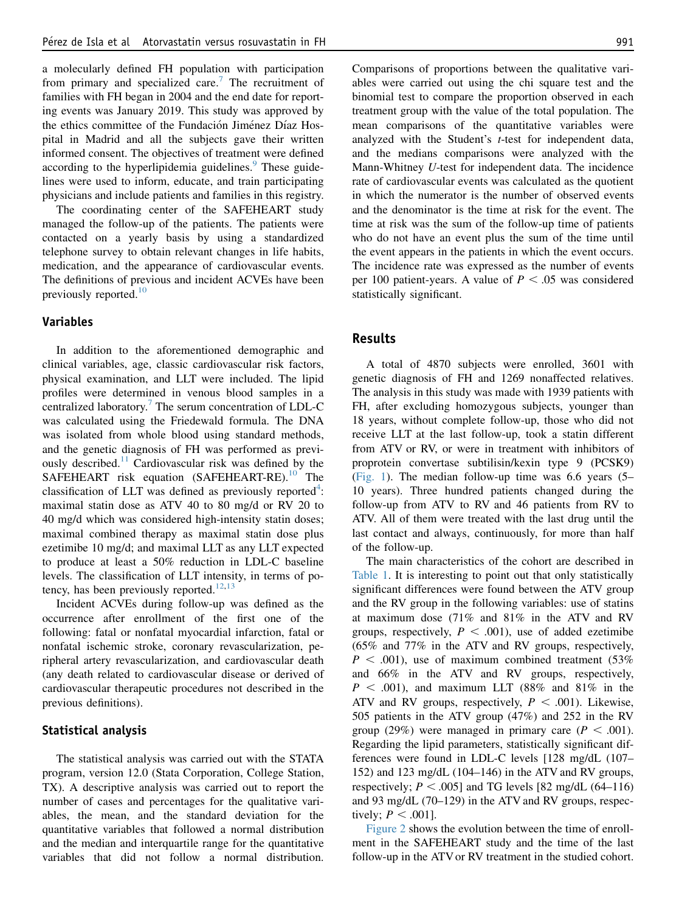a molecularly defined FH population with participation from primary and specialized care.[7] The recruitment of families with FH began in 2004 and the end date for reporting events was January 2019. This study was approved by the ethics committee of the Fundación Jiménez Díaz Hospital in Madrid and all the subjects gave their written informed consent. The objectives of treatment were defined according to the hyperlipidemia guidelines.[9] These guidelines were used to inform, educate, and train participating physicians and include patients and families in this registry.

The coordinating center of the SAFEHEART study managed the follow-up of the patients. The patients were contacted on a yearly basis by using a standardized telephone survey to obtain relevant changes in life habits, medication, and the appearance of cardiovascular events. The definitions of previous and incident ACVEs have been previously reported.[10]

### Variables

In addition to the aforementioned demographic and clinical variables, age, classic cardiovascular risk factors, physical examination, and LLT were included. The lipid profiles were determined in venous blood samples in a centralized laboratory.[7] The serum concentration of LDL-C was calculated using the Friedewald formula. The DNA was isolated from whole blood using standard methods, and the genetic diagnosis of FH was performed as previously described.[11] Cardiovascular risk was defined by the SAFEHEART risk equation (SAFEHEART-RE).[10] The classification of LLT was defined as previously reported[4]: maximal statin dose as ATV 40 to 80 mg/d or RV 20 to 40 mg/d which was considered high-intensity statin doses; maximal combined therapy as maximal statin dose plus ezetimibe 10 mg/d; and maximal LLT as any LLT expected to produce at least a 50% reduction in LDL-C baseline levels. The classification of LLT intensity, in terms of potency, has been previously reported.[12,13]

Incident ACVEs during follow-up was defined as the occurrence after enrollment of the first one of the following: fatal or nonfatal myocardial infarction, fatal or nonfatal ischemic stroke, coronary revascularization, peripheral artery revascularization, and cardiovascular death (any death related to cardiovascular disease or derived of cardiovascular therapeutic procedures not described in the previous definitions).

### Statistical analysis

The statistical analysis was carried out with the STATA program, version 12.0 (Stata Corporation, College Station, TX). A descriptive analysis was carried out to report the number of cases and percentages for the qualitative variables, the mean, and the standard deviation for the quantitative variables that followed a normal distribution and the median and interquartile range for the quantitative variables that did not follow a normal distribution. Comparisons of proportions between the qualitative variables were carried out using the chi square test and the binomial test to compare the proportion observed in each treatment group with the value of the total population. The mean comparisons of the quantitative variables were analyzed with the Student's *t*-test for independent data, and the medians comparisons were analyzed with the Mann-Whitney *U*-test for independent data. The incidence rate of cardiovascular events was calculated as the quotient in which the numerator is the number of observed events and the denominator is the time at risk for the event. The time at risk was the sum of the follow-up time of patients who do not have an event plus the sum of the time until the event appears in the patients in which the event occurs. The incidence rate was expressed as the number of events per 100 patient-years. A value of $P < .05$ was considered statistically significant.

## Results

A total of 4870 subjects were enrolled, 3601 with genetic diagnosis of FH and 1269 nonaffected relatives. The analysis in this study was made with 1939 patients with FH, after excluding homozygous subjects, younger than 18 years, without complete follow-up, those who did not receive LLT at the last follow-up, took a statin different from ATV or RV, or were in treatment with inhibitors of proprotein convertase subtilisin/kexin type 9 (PCSK9) (Fig. 1). The median follow-up time was 6.6 years (5–10 years). Three hundred patients changed during the follow-up from ATV to RV and 46 patients from RV to ATV. All of them were treated with the last drug until the last contact and always, continuously, for more than half of the follow-up.

The main characteristics of the cohort are described in Table 1. It is interesting to point out that only statistically significant differences were found between the ATV group and the RV group in the following variables: use of statins at maximum dose (71% and 81% in the ATV and RV groups, respectively, $P < .001$), use of added ezetimibe (65% and 77% in the ATV and RV groups, respectively, $P < .001$), use of maximum combined treatment (53% and 66% in the ATV and RV groups, respectively, $P < .001$), and maximum LLT (88% and 81% in the ATV and RV groups, respectively, $P < .001$). Likewise, 505 patients in the ATV group (47%) and 252 in the RV group (29%) were managed in primary care ($P < .001$). Regarding the lipid parameters, statistically significant differences were found in LDL-C levels [128 mg/dL (107–152) and 123 mg/dL (104–146) in the ATV and RV groups, respectively; $P < .005$] and TG levels [82 mg/dL (64–116) and 93 mg/dL (70–129) in the ATV and RV groups, respectively; $P < .001$].

Figure 2 shows the evolution between the time of enrollment in the SAFEHEART study and the time of the last follow-up in the ATV or RV treatment in the studied cohort.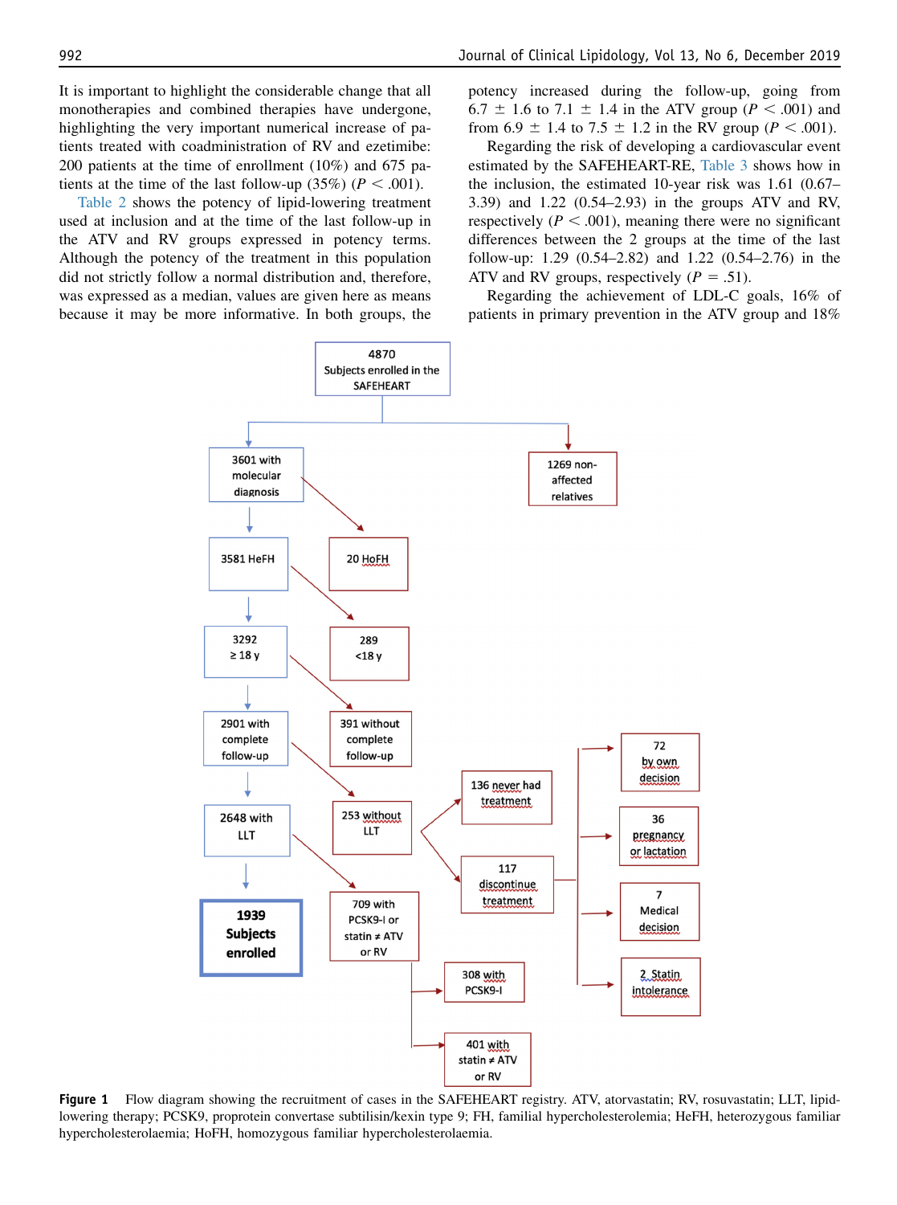It is important to highlight the considerable change that all monotherapies and combined therapies have undergone, highlighting the very important numerical increase of patients treated with coadministration of RV and ezetimibe: 200 patients at the time of enrollment (10%) and 675 patients at the time of the last follow-up (35%) ($P < .001$).

Table 2 shows the potency of lipid-lowering treatment used at inclusion and at the time of the last follow-up in the ATV and RV groups expressed in potency terms. Although the potency of the treatment in this population did not strictly follow a normal distribution and, therefore, was expressed as a median, values are given here as means because it may be more informative. In both groups, the potency increased during the follow-up, going from 6.7 ± 1.6 to 7.1 ± 1.4 in the ATV group ($P < .001$) and from 6.9 ± 1.4 to 7.5 ± 1.2 in the RV group ($P < .001$).

Regarding the risk of developing a cardiovascular event estimated by the SAFEHEART-RE, Table 3 shows how in the inclusion, the estimated 10-year risk was 1.61 (0.67–3.39) and 1.22 (0.54–2.93) in the groups ATV and RV, respectively ($P < .001$), meaning there were no significant differences between the 2 groups at the time of the last follow-up: 1.29 (0.54–2.82) and 1.22 (0.54–2.76) in the ATV and RV groups, respectively ($P = .51$).

Regarding the achievement of LDL-C goals, 16% of patients in primary prevention in the ATV group and 18%

4870 Subjects enrolled in the SAFEHEART → 3601 with molecular diagnosis; 1269 non-affected relatives
3601 with molecular diagnosis → 3581 HeFH; 20 HoFH
3581 HeFH → 3292 ≥ 18 y; 289 <18 y
3292 ≥ 18 y → 2901 with complete follow-up; 391 without complete follow-up
2901 with complete follow-up → 2648 with LLT; 253 without LLT
253 without LLT → 136 never had treatment; 117 discontinue treatment
117 discontinue treatment → 72 by own decision; 36 pregnancy or lactation; 7 Medical decision; 2 Statin intolerance
2648 with LLT → 1939 Subjects enrolled; 709 with PCSK9-I or statin ≠ ATV or RV
709 with PCSK9-I or statin ≠ ATV or RV → 308 with PCSK9-I; 401 with statin ≠ ATV or RV

**Figure 1** Flow diagram showing the recruitment of cases in the SAFEHEART registry. ATV, atorvastatin; RV, rosuvastatin; LLT, lipid-lowering therapy; PCSK9, proprotein convertase subtilisin/kexin type 9; FH, familial hypercholesterolemia; HeFH, heterozygous familiar hypercholesterolaemia; HoFH, homozygous familiar hypercholesterolaemia.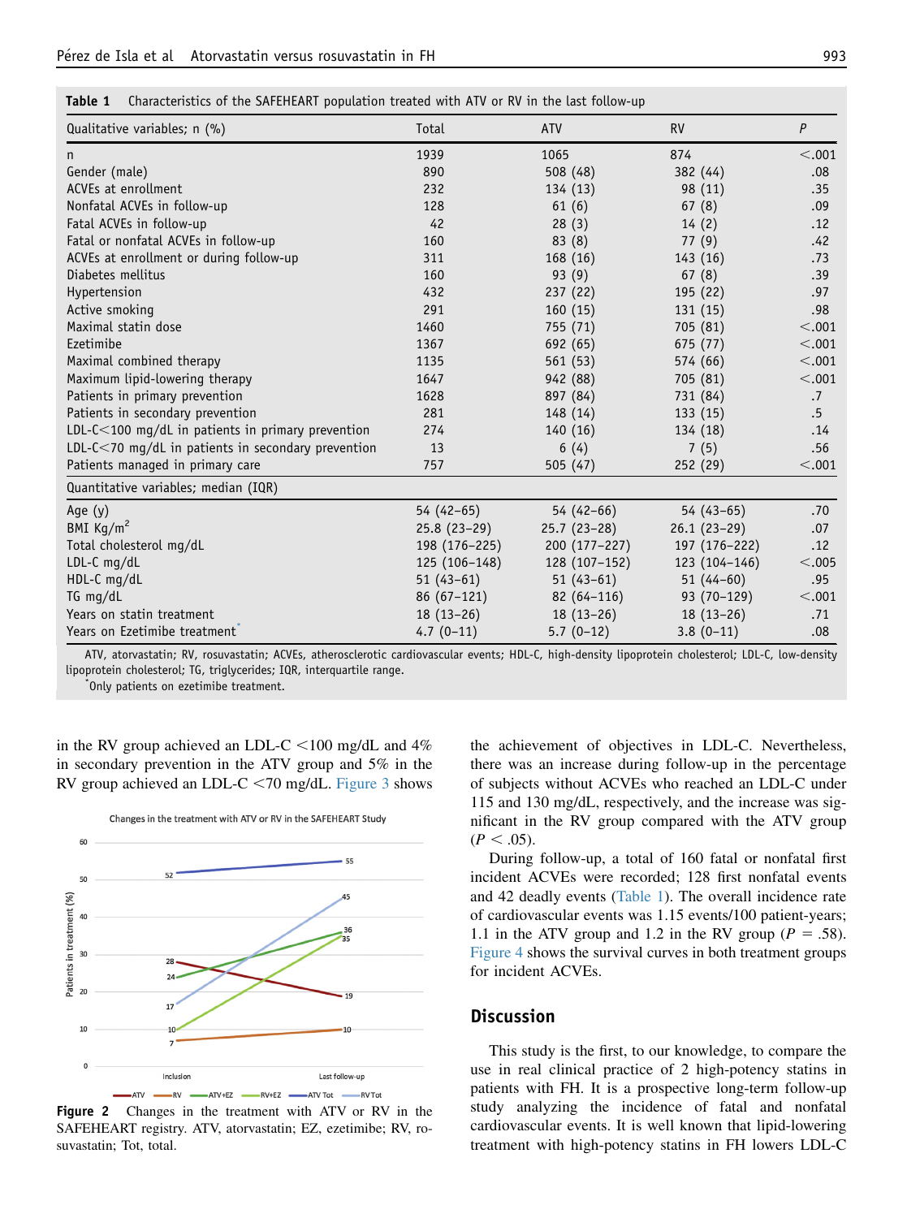**Table 1** Characteristics of the SAFEHEART population treated with ATV or RV in the last follow-up

| Qualitative variables; n (%) | Total | ATV | RV | P |
|---|---|---|---|---|
| n | 1939 | 1065 | 874 | <.001 |
| Gender (male) | 890 | 508 (48) | 382 (44) | .08 |
| ACVEs at enrollment | 232 | 134 (13) | 98 (11) | .35 |
| Nonfatal ACVEs in follow-up | 128 | 61 (6) | 67 (8) | .09 |
| Fatal ACVEs in follow-up | 42 | 28 (3) | 14 (2) | .12 |
| Fatal or nonfatal ACVEs in follow-up | 160 | 83 (8) | 77 (9) | .42 |
| ACVEs at enrollment or during follow-up | 311 | 168 (16) | 143 (16) | .73 |
| Diabetes mellitus | 160 | 93 (9) | 67 (8) | .39 |
| Hypertension | 432 | 237 (22) | 195 (22) | .97 |
| Active smoking | 291 | 160 (15) | 131 (15) | .98 |
| Maximal statin dose | 1460 | 755 (71) | 705 (81) | <.001 |
| Ezetimibe | 1367 | 692 (65) | 675 (77) | <.001 |
| Maximal combined therapy | 1135 | 561 (53) | 574 (66) | <.001 |
| Maximum lipid-lowering therapy | 1647 | 942 (88) | 705 (81) | <.001 |
| Patients in primary prevention | 1628 | 897 (84) | 731 (84) | .7 |
| Patients in secondary prevention | 281 | 148 (14) | 133 (15) | .5 |
| LDL-C<100 mg/dL in patients in primary prevention | 274 | 140 (16) | 134 (18) | .14 |
| LDL-C<70 mg/dL in patients in secondary prevention | 13 | 6 (4) | 7 (5) | .56 |
| Patients managed in primary care | 757 | 505 (47) | 252 (29) | <.001 |
| **Quantitative variables; median (IQR)** | | | | |
| Age (y) | 54 (42–65) | 54 (42–66) | 54 (43–65) | .70 |
| BMI Kg/m$^2$ | 25.8 (23–29) | 25.7 (23–28) | 26.1 (23–29) | .07 |
| Total cholesterol mg/dL | 198 (176–225) | 200 (177–227) | 197 (176–222) | .12 |
| LDL-C mg/dL | 125 (106–148) | 128 (107–152) | 123 (104–146) | <.005 |
| HDL-C mg/dL | 51 (43–61) | 51 (43–61) | 51 (44–60) | .95 |
| TG mg/dL | 86 (67–121) | 82 (64–116) | 93 (70–129) | <.001 |
| Years on statin treatment | 18 (13–26) | 18 (13–26) | 18 (13–26) | .71 |
| Years on Ezetimibe treatment* | 4.7 (0–11) | 5.7 (0–12) | 3.8 (0–11) | .08 |

ATV, atorvastatin; RV, rosuvastatin; ACVEs, atherosclerotic cardiovascular events; HDL-C, high-density lipoprotein cholesterol; LDL-C, low-density lipoprotein cholesterol; TG, triglycerides; IQR, interquartile range.
*Only patients on ezetimibe treatment.

in the RV group achieved an LDL-C <100 mg/dL and 4% in secondary prevention in the ATV group and 5% in the RV group achieved an LDL-C <70 mg/dL. Figure 3 shows the achievement of objectives in LDL-C. Nevertheless, there was an increase during follow-up in the percentage of subjects without ACVEs who reached an LDL-C under 115 and 130 mg/dL, respectively, and the increase was significant in the RV group compared with the ATV group ($P < .05$).

**Figure 2** Changes in the treatment with ATV or RV in the SAFEHEART registry. ATV, atorvastatin; EZ, ezetimibe; RV, rosuvastatin; Tot, total.

During follow-up, a total of 160 fatal or nonfatal first incident ACVEs were recorded; 128 first nonfatal events and 42 deadly events (Table 1). The overall incidence rate of cardiovascular events was 1.15 events/100 patient-years; 1.1 in the ATV group and 1.2 in the RV group ($P = .58$). Figure 4 shows the survival curves in both treatment groups for incident ACVEs.

## Discussion

This study is the first, to our knowledge, to compare the use in real clinical practice of 2 high-potency statins in patients with FH. It is a prospective long-term follow-up study analyzing the incidence of fatal and nonfatal cardiovascular events. It is well known that lipid-lowering treatment with high-potency statins in FH lowers LDL-C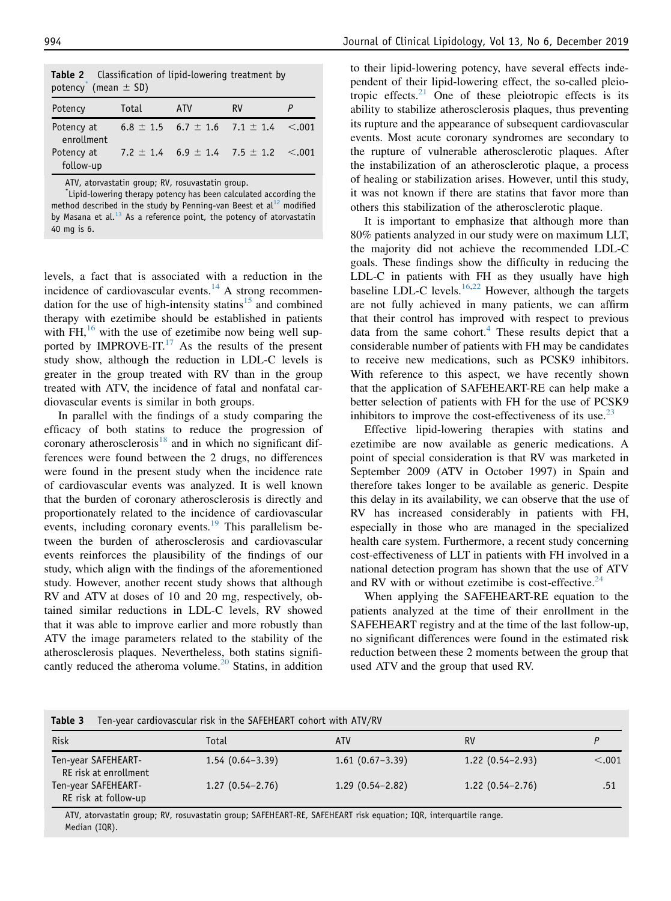**Table 2** Classification of lipid-lowering treatment by potency* (mean ± SD)

| Potency | Total | ATV | RV | P |
|---|---|---|---|---|
| Potency at enrollment | 6.8 ± 1.5 | 6.7 ± 1.6 | 7.1 ± 1.4 | <.001 |
| Potency at follow-up | 7.2 ± 1.4 | 6.9 ± 1.4 | 7.5 ± 1.2 | <.001 |

ATV, atorvastatin group; RV, rosuvastatin group.

*Lipid-lowering therapy potency has been calculated according the method described in the study by Penning-van Beest et al[12] modified by Masana et al.[13] As a reference point, the potency of atorvastatin 40 mg is 6.

levels, a fact that is associated with a reduction in the incidence of cardiovascular events.[14] A strong recommendation for the use of high-intensity statins[15] and combined therapy with ezetimibe should be established in patients with FH,[16] with the use of ezetimibe now being well supported by IMPROVE-IT.[17] As the results of the present study show, although the reduction in LDL-C levels is greater in the group treated with RV than in the group treated with ATV, the incidence of fatal and nonfatal cardiovascular events is similar in both groups.

In parallel with the findings of a study comparing the efficacy of both statins to reduce the progression of coronary atherosclerosis[18] and in which no significant differences were found between the 2 drugs, no differences were found in the present study when the incidence rate of cardiovascular events was analyzed. It is well known that the burden of coronary atherosclerosis is directly and proportionately related to the incidence of cardiovascular events, including coronary events.[19] This parallelism between the burden of atherosclerosis and cardiovascular events reinforces the plausibility of the findings of our study, which align with the findings of the aforementioned study. However, another recent study shows that although RV and ATV at doses of 10 and 20 mg, respectively, obtained similar reductions in LDL-C levels, RV showed that it was able to improve earlier and more robustly than ATV the image parameters related to the stability of the atherosclerosis plaques. Nevertheless, both statins significantly reduced the atheroma volume.[20] Statins, in addition to their lipid-lowering potency, have several effects independent of their lipid-lowering effect, the so-called pleiotropic effects.[21] One of these pleiotropic effects is its ability to stabilize atherosclerosis plaques, thus preventing its rupture and the appearance of subsequent cardiovascular events. Most acute coronary syndromes are secondary to the rupture of vulnerable atherosclerotic plaques. After the instabilization of an atherosclerotic plaque, a process of healing or stabilization arises. However, until this study, it was not known if there are statins that favor more than others this stabilization of the atherosclerotic plaque.

It is important to emphasize that although more than 80% patients analyzed in our study were on maximum LLT, the majority did not achieve the recommended LDL-C goals. These findings show the difficulty in reducing the LDL-C in patients with FH as they usually have high baseline LDL-C levels.[16,22] However, although the targets are not fully achieved in many patients, we can affirm that their control has improved with respect to previous data from the same cohort.[4] These results depict that a considerable number of patients with FH may be candidates to receive new medications, such as PCSK9 inhibitors. With reference to this aspect, we have recently shown that the application of SAFEHEART-RE can help make a better selection of patients with FH for the use of PCSK9 inhibitors to improve the cost-effectiveness of its use.[23]

Effective lipid-lowering therapies with statins and ezetimibe are now available as generic medications. A point of special consideration is that RV was marketed in September 2009 (ATV in October 1997) in Spain and therefore takes longer to be available as generic. Despite this delay in its availability, we can observe that the use of RV has increased considerably in patients with FH, especially in those who are managed in the specialized health care system. Furthermore, a recent study concerning cost-effectiveness of LLT in patients with FH involved in a national detection program has shown that the use of ATV and RV with or without ezetimibe is cost-effective.[24]

When applying the SAFEHEART-RE equation to the patients analyzed at the time of their enrollment in the SAFEHEART registry and at the time of the last follow-up, no significant differences were found in the estimated risk reduction between these 2 moments between the group that used ATV and the group that used RV.

**Table 3** Ten-year cardiovascular risk in the SAFEHEART cohort with ATV/RV

| Risk | Total | ATV | RV | P |
|---|---|---|---|---|
| Ten-year SAFEHEART-RE risk at enrollment | 1.54 (0.64–3.39) | 1.61 (0.67–3.39) | 1.22 (0.54–2.93) | <.001 |
| Ten-year SAFEHEART-RE risk at follow-up | 1.27 (0.54–2.76) | 1.29 (0.54–2.82) | 1.22 (0.54–2.76) | .51 |

ATV, atorvastatin group; RV, rosuvastatin group; SAFEHEART-RE, SAFEHEART risk equation; IQR, interquartile range.
Median (IQR).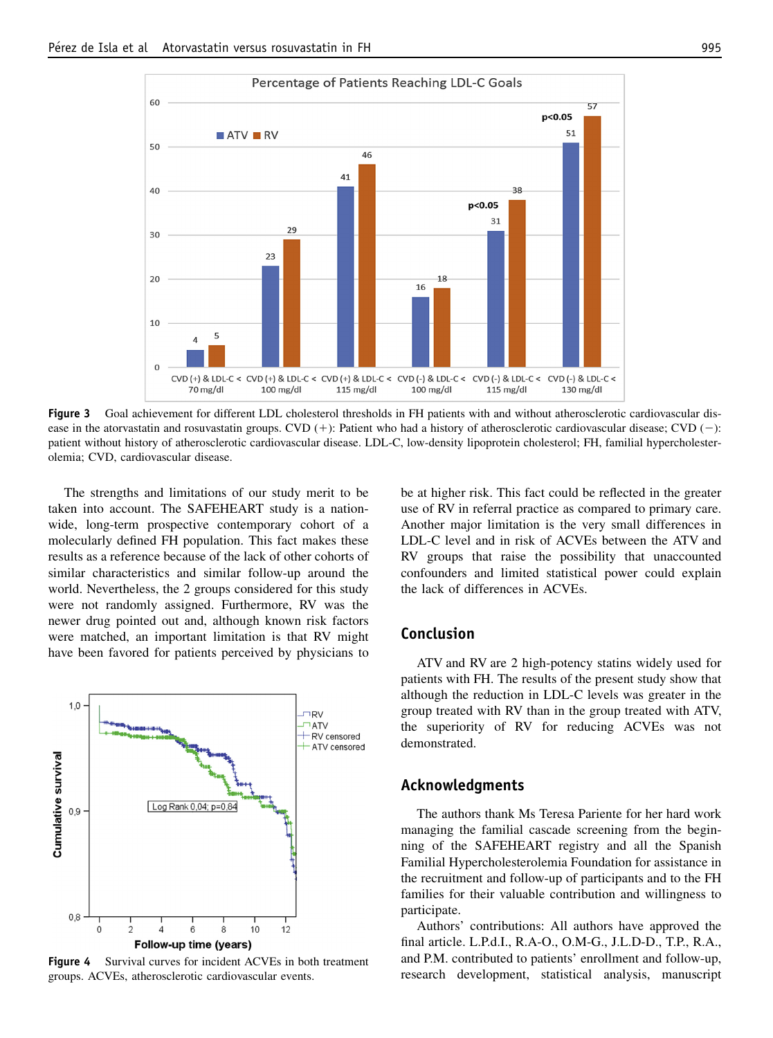**Figure 3** Goal achievement for different LDL cholesterol thresholds in FH patients with and without atherosclerotic cardiovascular disease in the atorvastatin and rosuvastatin groups. CVD (+): Patient who had a history of atherosclerotic cardiovascular disease; CVD (−): patient without history of atherosclerotic cardiovascular disease. LDL-C, low-density lipoprotein cholesterol; FH, familial hypercholesterolemia; CVD, cardiovascular disease.

The strengths and limitations of our study merit to be taken into account. The SAFEHEART study is a nationwide, long-term prospective contemporary cohort of a molecularly defined FH population. This fact makes these results as a reference because of the lack of other cohorts of similar characteristics and similar follow-up around the world. Nevertheless, the 2 groups considered for this study were not randomly assigned. Furthermore, RV was the newer drug pointed out and, although known risk factors were matched, an important limitation is that RV might have been favored for patients perceived by physicians to be at higher risk. This fact could be reflected in the greater use of RV in referral practice as compared to primary care. Another major limitation is the very small differences in LDL-C level and in risk of ACVEs between the ATV and RV groups that raise the possibility that unaccounted confounders and limited statistical power could explain the lack of differences in ACVEs.

**Figure 4** Survival curves for incident ACVEs in both treatment groups. ACVEs, atherosclerotic cardiovascular events.

## Conclusion

ATV and RV are 2 high-potency statins widely used for patients with FH. The results of the present study show that although the reduction in LDL-C levels was greater in the group treated with RV than in the group treated with ATV, the superiority of RV for reducing ACVEs was not demonstrated.

## Acknowledgments

The authors thank Ms Teresa Pariente for her hard work managing the familial cascade screening from the beginning of the SAFEHEART registry and all the Spanish Familial Hypercholesterolemia Foundation for assistance in the recruitment and follow-up of participants and to the FH families for their valuable contribution and willingness to participate.

Authors' contributions: All authors have approved the final article. L.P.d.I., R.A-O., O.M-G., J.L.D-D., T.P., R.A., and P.M. contributed to patients' enrollment and follow-up, research development, statistical analysis, manuscript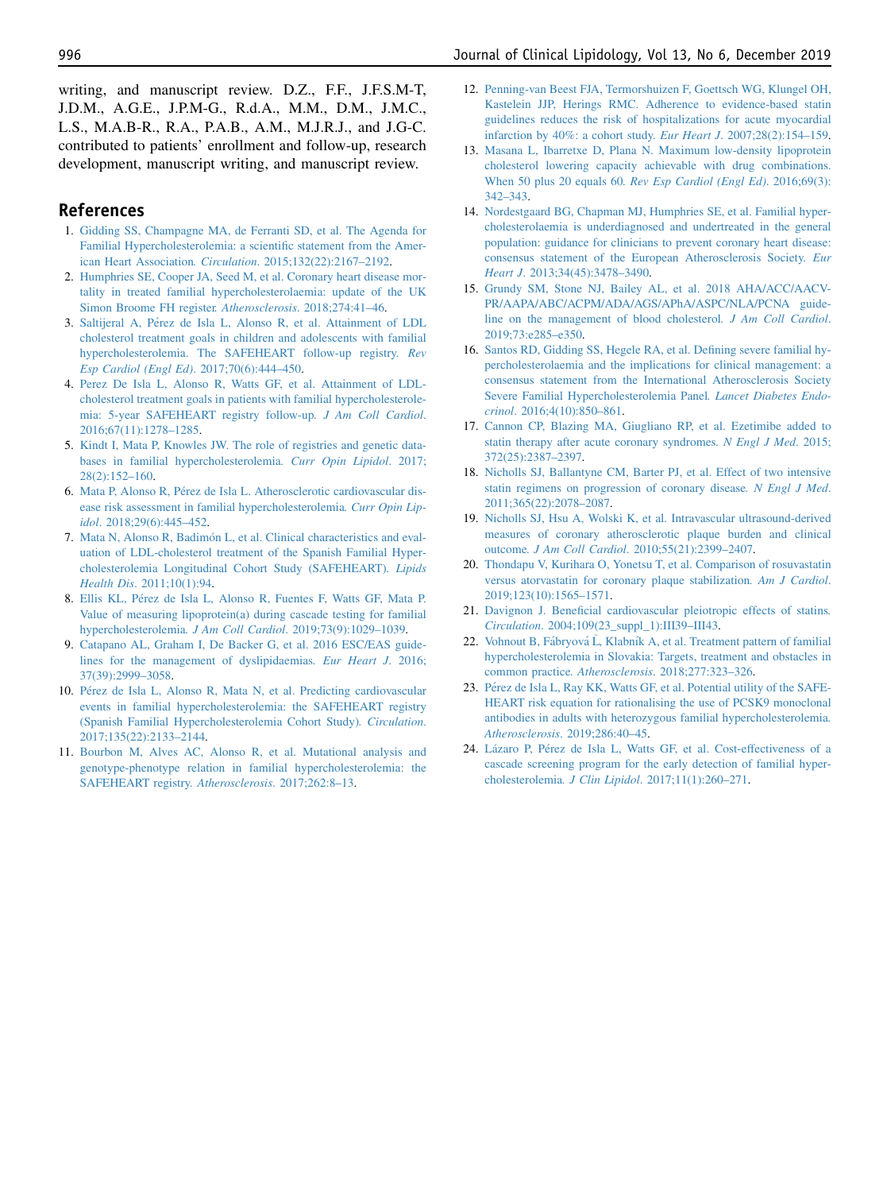writing, and manuscript review. D.Z., F.F., J.F.S.M-T, J.D.M., A.G.E., J.P.M-G., R.d.A., M.M., D.M., J.M.C., L.S., M.A.B-R., R.A., P.A.B., A.M., M.J.R.J., and J.G-C. contributed to patients' enrollment and follow-up, research development, manuscript writing, and manuscript review.

## References

1. Gidding SS, Champagne MA, de Ferranti SD, et al. The Agenda for Familial Hypercholesterolemia: a scientific statement from the American Heart Association. *Circulation*. 2015;132(22):2167–2192.
2. Humphries SE, Cooper JA, Seed M, et al. Coronary heart disease mortality in treated familial hypercholesterolaemia: update of the UK Simon Broome FH register. *Atherosclerosis*. 2018;274:41–46.
3. Saltijeral A, Pérez de Isla L, Alonso R, et al. Attainment of LDL cholesterol treatment goals in children and adolescents with familial hypercholesterolemia. The SAFEHEART follow-up registry. *Rev Esp Cardiol (Engl Ed)*. 2017;70(6):444–450.
4. Perez De Isla L, Alonso R, Watts GF, et al. Attainment of LDL-cholesterol treatment goals in patients with familial hypercholesterolemia: 5-year SAFEHEART registry follow-up. *J Am Coll Cardiol*. 2016;67(11):1278–1285.
5. Kindt I, Mata P, Knowles JW. The role of registries and genetic databases in familial hypercholesterolemia. *Curr Opin Lipidol*. 2017;28(2):152–160.
6. Mata P, Alonso R, Pérez de Isla L. Atherosclerotic cardiovascular disease risk assessment in familial hypercholesterolemia. *Curr Opin Lipidol*. 2018;29(6):445–452.
7. Mata N, Alonso R, Badimón L, et al. Clinical characteristics and evaluation of LDL-cholesterol treatment of the Spanish Familial Hypercholesterolemia Longitudinal Cohort Study (SAFEHEART). *Lipids Health Dis*. 2011;10(1):94.
8. Ellis KL, Pérez de Isla L, Alonso R, Fuentes F, Watts GF, Mata P. Value of measuring lipoprotein(a) during cascade testing for familial hypercholesterolemia. *J Am Coll Cardiol*. 2019;73(9):1029–1039.
9. Catapano AL, Graham I, De Backer G, et al. 2016 ESC/EAS guidelines for the management of dyslipidaemias. *Eur Heart J*. 2016;37(39):2999–3058.
10. Pérez de Isla L, Alonso R, Mata N, et al. Predicting cardiovascular events in familial hypercholesterolemia: the SAFEHEART registry (Spanish Familial Hypercholesterolemia Cohort Study). *Circulation*. 2017;135(22):2133–2144.
11. Bourbon M, Alves AC, Alonso R, et al. Mutational analysis and genotype-phenotype relation in familial hypercholesterolemia: the SAFEHEART registry. *Atherosclerosis*. 2017;262:8–13.
12. Penning-van Beest FJA, Termorshuizen F, Goettsch WG, Klungel OH, Kastelein JJP, Herings RMC. Adherence to evidence-based statin guidelines reduces the risk of hospitalizations for acute myocardial infarction by 40%: a cohort study. *Eur Heart J*. 2007;28(2):154–159.
13. Masana L, Ibarretxe D, Plana N. Maximum low-density lipoprotein cholesterol lowering capacity achievable with drug combinations. When 50 plus 20 equals 60. *Rev Esp Cardiol (Engl Ed)*. 2016;69(3):342–343.
14. Nordestgaard BG, Chapman MJ, Humphries SE, et al. Familial hypercholesterolaemia is underdiagnosed and undertreated in the general population: guidance for clinicians to prevent coronary heart disease: consensus statement of the European Atherosclerosis Society. *Eur Heart J*. 2013;34(45):3478–3490.
15. Grundy SM, Stone NJ, Bailey AL, et al. 2018 AHA/ACC/AACVPR/AAPA/ABC/ACPM/ADA/AGS/APhA/ASPC/NLA/PCNA guideline on the management of blood cholesterol. *J Am Coll Cardiol*. 2019;73:e285–e350.
16. Santos RD, Gidding SS, Hegele RA, et al. Defining severe familial hypercholesterolaemia and the implications for clinical management: a consensus statement from the International Atherosclerosis Society Severe Familial Hypercholesterolemia Panel. *Lancet Diabetes Endocrinol*. 2016;4(10):850–861.
17. Cannon CP, Blazing MA, Giugliano RP, et al. Ezetimibe added to statin therapy after acute coronary syndromes. *N Engl J Med*. 2015;372(25):2387–2397.
18. Nicholls SJ, Ballantyne CM, Barter PJ, et al. Effect of two intensive statin regimens on progression of coronary disease. *N Engl J Med*. 2011;365(22):2078–2087.
19. Nicholls SJ, Hsu A, Wolski K, et al. Intravascular ultrasound-derived measures of coronary atherosclerotic plaque burden and clinical outcome. *J Am Coll Cardiol*. 2010;55(21):2399–2407.
20. Thondapu V, Kurihara O, Yonetsu T, et al. Comparison of rosuvastatin versus atorvastatin for coronary plaque stabilization. *Am J Cardiol*. 2019;123(10):1565–1571.
21. Davignon J. Beneficial cardiovascular pleiotropic effects of statins. *Circulation*. 2004;109(23_suppl_1):III39–III43.
22. Vohnout B, Fábryová Ľ, Klabník A, et al. Treatment pattern of familial hypercholesterolemia in Slovakia: Targets, treatment and obstacles in common practice. *Atherosclerosis*. 2018;277:323–326.
23. Pérez de Isla L, Ray KK, Watts GF, et al. Potential utility of the SAFEHEART risk equation for rationalising the use of PCSK9 monoclonal antibodies in adults with heterozygous familial hypercholesterolemia. *Atherosclerosis*. 2019;286:40–45.
24. Lázaro P, Pérez de Isla L, Watts GF, et al. Cost-effectiveness of a cascade screening program for the early detection of familial hypercholesterolemia. *J Clin Lipidol*. 2017;11(1):260–271.